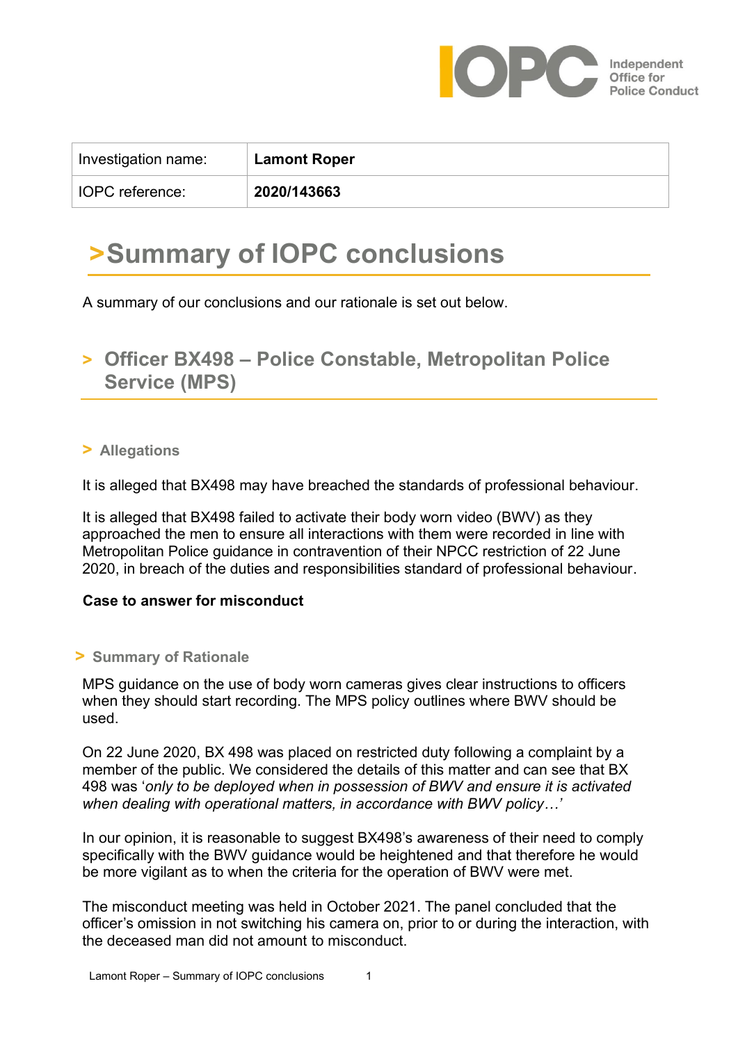| Investigation name: | **Lamont Roper** |
|---|---|
| IOPC reference: | **2020/143663** |

# >Summary of IOPC conclusions

A summary of our conclusions and our rationale is set out below.

## > Officer BX498 – Police Constable, Metropolitan Police Service (MPS)

### > Allegations

It is alleged that BX498 may have breached the standards of professional behaviour.

It is alleged that BX498 failed to activate their body worn video (BWV) as they approached the men to ensure all interactions with them were recorded in line with Metropolitan Police guidance in contravention of their NPCC restriction of 22 June 2020, in breach of the duties and responsibilities standard of professional behaviour.

**Case to answer for misconduct**

### > Summary of Rationale

MPS guidance on the use of body worn cameras gives clear instructions to officers when they should start recording. The MPS policy outlines where BWV should be used.

On 22 June 2020, BX 498 was placed on restricted duty following a complaint by a member of the public. We considered the details of this matter and can see that BX 498 was '*only to be deployed when in possession of BWV and ensure it is activated when dealing with operational matters, in accordance with BWV policy…'*

In our opinion, it is reasonable to suggest BX498's awareness of their need to comply specifically with the BWV guidance would be heightened and that therefore he would be more vigilant as to when the criteria for the operation of BWV were met.

The misconduct meeting was held in October 2021. The panel concluded that the officer's omission in not switching his camera on, prior to or during the interaction, with the deceased man did not amount to misconduct.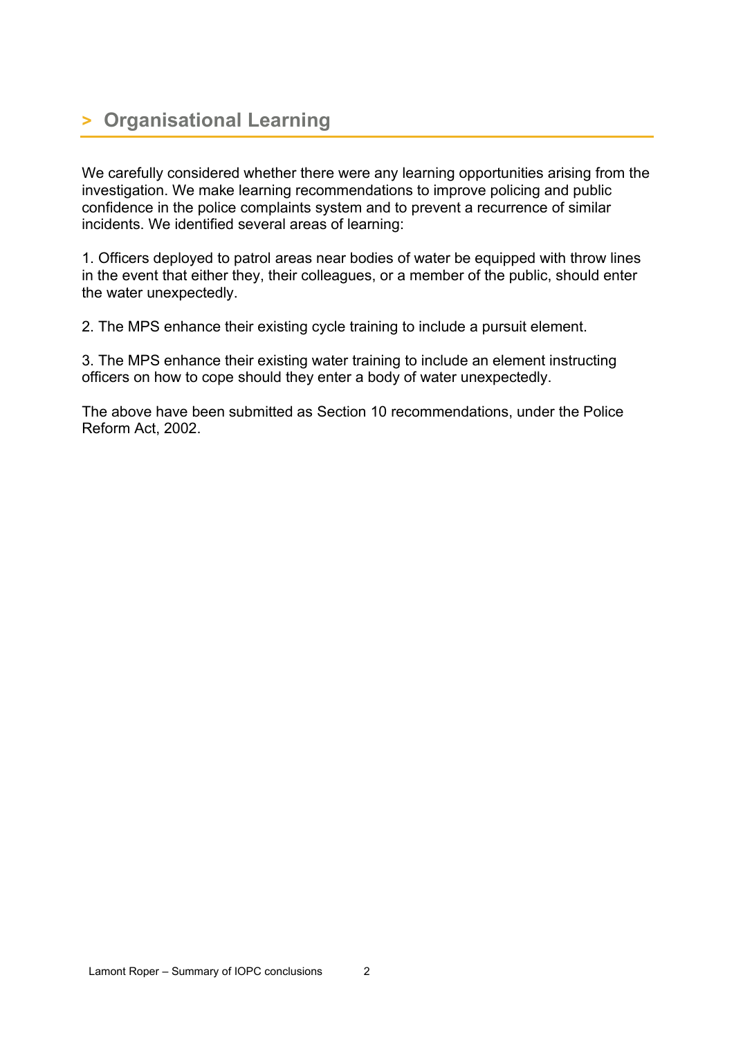## Organisational Learning

We carefully considered whether there were any learning opportunities arising from the investigation. We make learning recommendations to improve policing and public confidence in the police complaints system and to prevent a recurrence of similar incidents. We identified several areas of learning:

1. Officers deployed to patrol areas near bodies of water be equipped with throw lines in the event that either they, their colleagues, or a member of the public, should enter the water unexpectedly.

2. The MPS enhance their existing cycle training to include a pursuit element.

3. The MPS enhance their existing water training to include an element instructing officers on how to cope should they enter a body of water unexpectedly.

The above have been submitted as Section 10 recommendations, under the Police Reform Act, 2002.